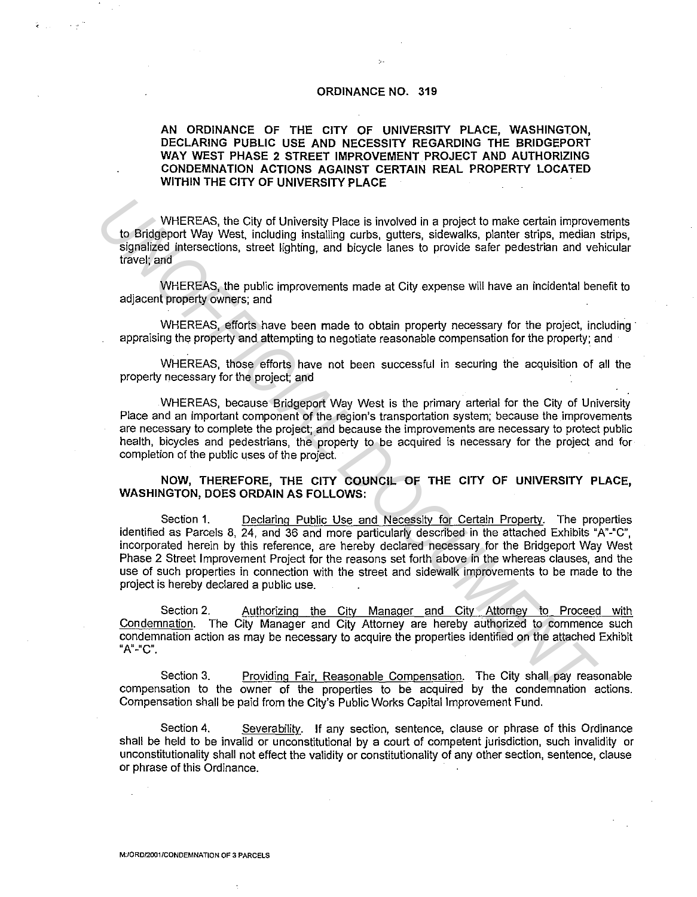# ORDINANCE NO. 319

**AN ORDINANCE OF THE CITY OF UNIVERSITY PLACE, WASHINGTON, DECLARING PUBLIC USE AND NECESSITY REGARDING THE BRIDGEPORT WAY WEST PHASE 2 STREET IMPROVEMENT PROJECT AND AUTHORIZING CONDEMNATION ACTIONS AGAINST CERTAIN REAL PROPERTY LOCATED WITHIN THE CITY OF UNIVERSITY PLACE**

WHEREAS, the City of University Place is involved in a project to make certain improvements to Bridgeport Way West, including installing curbs, gutters, sidewalks, planter strips, median strips, signalized intersections, street lighting, and bicycle lanes to provide safer pedestrian and vehicular travel; and

WHEREAS, the public improvements made at City expense will have an incidental benefit to adjacent property owners; and

WHEREAS, efforts have been made to obtain property necessary for the project, including appraising the property and attempting to negotiate reasonable compensation for the property; and

WHEREAS, those efforts have not been successful in securing the acquisition of all the property necessary for the project; and

WHEREAS, because Bridgeport Way West is the primary arterial for the City of University Place and an important component of the region's transportation system; because the improvements are necessary to complete the project; and because the improvements are necessary to protect public health, bicycles and pedestrians, the property to be acquired is necessary for the project and for completion of the public uses of the project.

**NOW, THEREFORE, THE CITY COUNCIL OF THE CITY OF UNIVERSITY PLACE, WASHINGTON, DOES ORDAIN AS FOLLOWS:**

Section 1. Declaring Public Use and Necessity for Certain Property. The properties identified as Parcels 8, 24, and 36 and more particularly described in the attached Exhibits "A"-"C", incorporated herein by this reference, are hereby declared necessary for the Bridgeport Way West Phase 2 Street Improvement Project for the reasons set forth above in the whereas clauses, and the use of such properties in connection with the street and sidewalk improvements to be made to the project is hereby declared a public use.

Section 2. Authorizing the City Manager and City Attorney to Proceed with Condemnation. The City Manager and City Attorney are hereby authorized to commence such condemnation action as may be necessary to acquire the properties identified on the attached Exhibit "A"-"C".

Section 3. Providing Fair, Reasonable Compensation. The City shall pay reasonable compensation to the owner of the properties to be acquired by the condemnation actions. Compensation shall be paid from the City's Public Works Capital Improvement Fund.

Section 4. Severability. If any section, sentence, clause or phrase of this Ordinance shall be held to be invalid or unconstitutional by a court of competent jurisdiction, such invalidity or unconstitutionality shall not effect the validity or constitutionality of any other section, sentence, clause or phrase of this Ordinance.

M:/ORD/2001/CONDEMNATION OF 3 PARCELS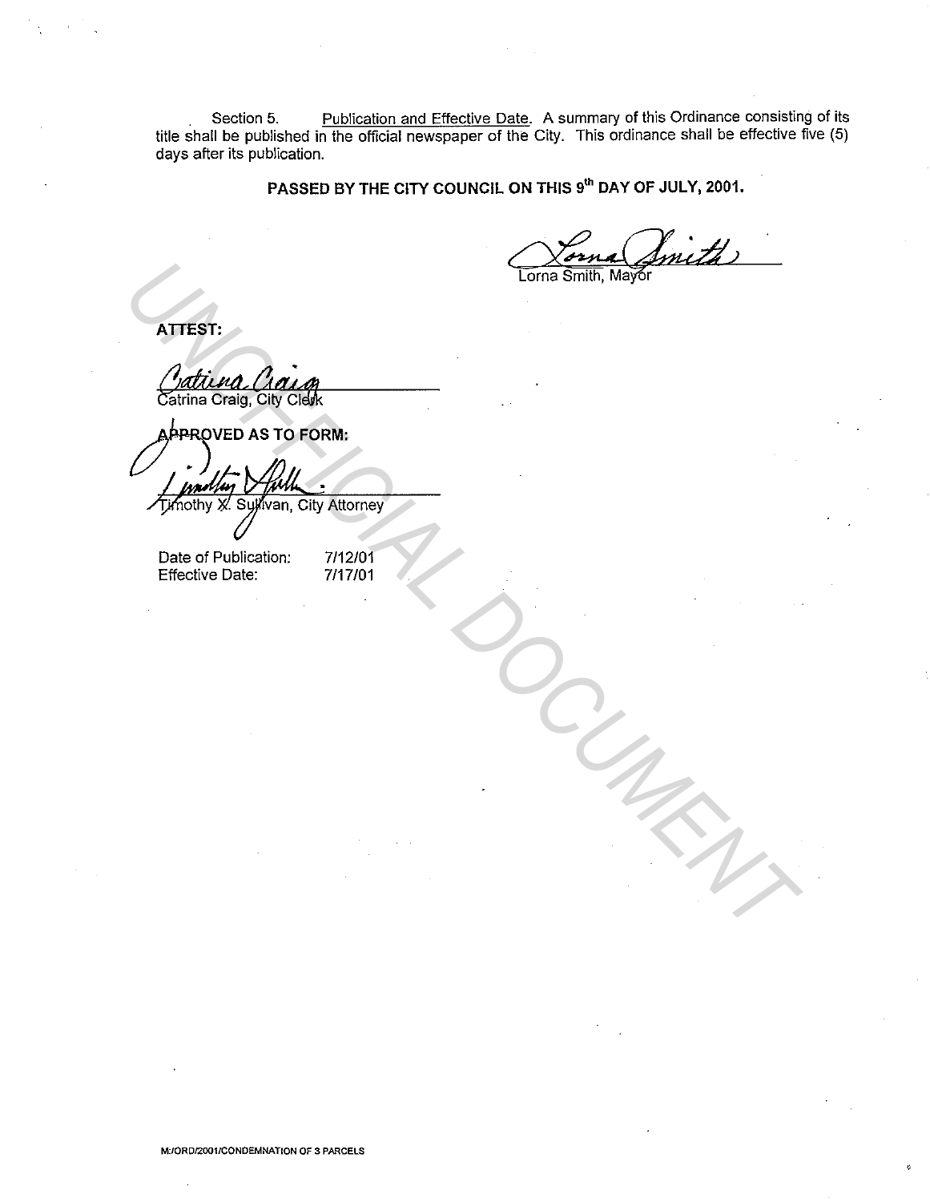Section 5. Publication and Effective Date. A summary of this Ordinance consisting of its title shall be published in the official newspaper of the City. This ordinance shall be effective five (5) days after its publication.

**PASSED BY THE CITY COUNCIL ON THIS 9th DAY OF JULY, 2001.**

Lorna Smith, Mayor

**ATTEST:**

Catrina Craig, City Clerk

**APPROVED AS TO FORM:**

Timothy X. Sullivan, City Attorney

Date of Publication: 7/12/01
Effective Date: 7/17/01

UNOFFICIAL DOCUMENT

M:/ORD/2001/CONDEMNATION OF 3 PARCELS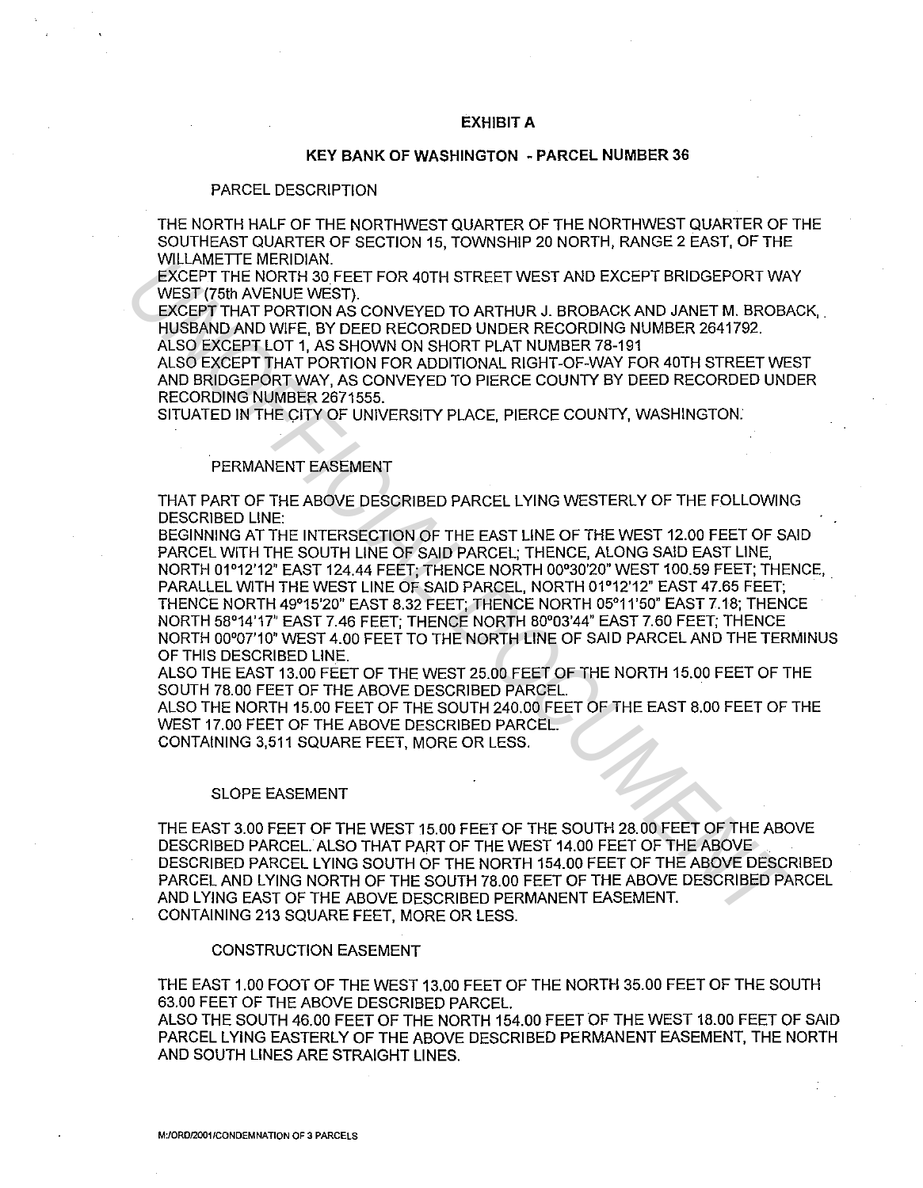## EXHIBIT A

## KEY BANK OF WASHINGTON - PARCEL NUMBER 36

### PARCEL DESCRIPTION

THE NORTH HALF OF THE NORTHWEST QUARTER OF THE NORTHWEST QUARTER OF THE SOUTHEAST QUARTER OF SECTION 15, TOWNSHIP 20 NORTH, RANGE 2 EAST, OF THE WILLAMETTE MERIDIAN.
EXCEPT THE NORTH 30 FEET FOR 40TH STREET WEST AND EXCEPT BRIDGEPORT WAY WEST (75th AVENUE WEST).
EXCEPT THAT PORTION AS CONVEYED TO ARTHUR J. BROBACK AND JANET M. BROBACK, HUSBAND AND WIFE, BY DEED RECORDED UNDER RECORDING NUMBER 2641792.
ALSO EXCEPT LOT 1, AS SHOWN ON SHORT PLAT NUMBER 78-191
ALSO EXCEPT THAT PORTION FOR ADDITIONAL RIGHT-OF-WAY FOR 40TH STREET WEST AND BRIDGEPORT WAY, AS CONVEYED TO PIERCE COUNTY BY DEED RECORDED UNDER RECORDING NUMBER 2671555.
SITUATED IN THE CITY OF UNIVERSITY PLACE, PIERCE COUNTY, WASHINGTON.

### PERMANENT EASEMENT

THAT PART OF THE ABOVE DESCRIBED PARCEL LYING WESTERLY OF THE FOLLOWING DESCRIBED LINE:
BEGINNING AT THE INTERSECTION OF THE EAST LINE OF THE WEST 12.00 FEET OF SAID PARCEL WITH THE SOUTH LINE OF SAID PARCEL; THENCE, ALONG SAID EAST LINE, NORTH 01°12'12" EAST 124.44 FEET; THENCE NORTH 00°30'20" WEST 100.59 FEET; THENCE, PARALLEL WITH THE WEST LINE OF SAID PARCEL, NORTH 01°12'12" EAST 47.65 FEET; THENCE NORTH 49°15'20" EAST 8.32 FEET; THENCE NORTH 05°11'50" EAST 7.18; THENCE NORTH 58°14'17" EAST 7.46 FEET; THENCE NORTH 80°03'44" EAST 7.60 FEET; THENCE NORTH 00°07'10" WEST 4.00 FEET TO THE NORTH LINE OF SAID PARCEL AND THE TERMINUS OF THIS DESCRIBED LINE.
ALSO THE EAST 13.00 FEET OF THE WEST 25.00 FEET OF THE NORTH 15.00 FEET OF THE SOUTH 78.00 FEET OF THE ABOVE DESCRIBED PARCEL.
ALSO THE NORTH 15.00 FEET OF THE SOUTH 240.00 FEET OF THE EAST 8.00 FEET OF THE WEST 17.00 FEET OF THE ABOVE DESCRIBED PARCEL.
CONTAINING 3,511 SQUARE FEET, MORE OR LESS.

### SLOPE EASEMENT

THE EAST 3.00 FEET OF THE WEST 15.00 FEET OF THE SOUTH 28.00 FEET OF THE ABOVE DESCRIBED PARCEL. ALSO THAT PART OF THE WEST 14.00 FEET OF THE ABOVE DESCRIBED PARCEL LYING SOUTH OF THE NORTH 154.00 FEET OF THE ABOVE DESCRIBED PARCEL AND LYING NORTH OF THE SOUTH 78.00 FEET OF THE ABOVE DESCRIBED PARCEL AND LYING EAST OF THE ABOVE DESCRIBED PERMANENT EASEMENT.
CONTAINING 213 SQUARE FEET, MORE OR LESS.

### CONSTRUCTION EASEMENT

THE EAST 1.00 FOOT OF THE WEST 13.00 FEET OF THE NORTH 35.00 FEET OF THE SOUTH 63.00 FEET OF THE ABOVE DESCRIBED PARCEL.
ALSO THE SOUTH 46.00 FEET OF THE NORTH 154.00 FEET OF THE WEST 18.00 FEET OF SAID PARCEL LYING EASTERLY OF THE ABOVE DESCRIBED PERMANENT EASEMENT, THE NORTH AND SOUTH LINES ARE STRAIGHT LINES.

M:/ORD/2001/CONDEMNATION OF 3 PARCELS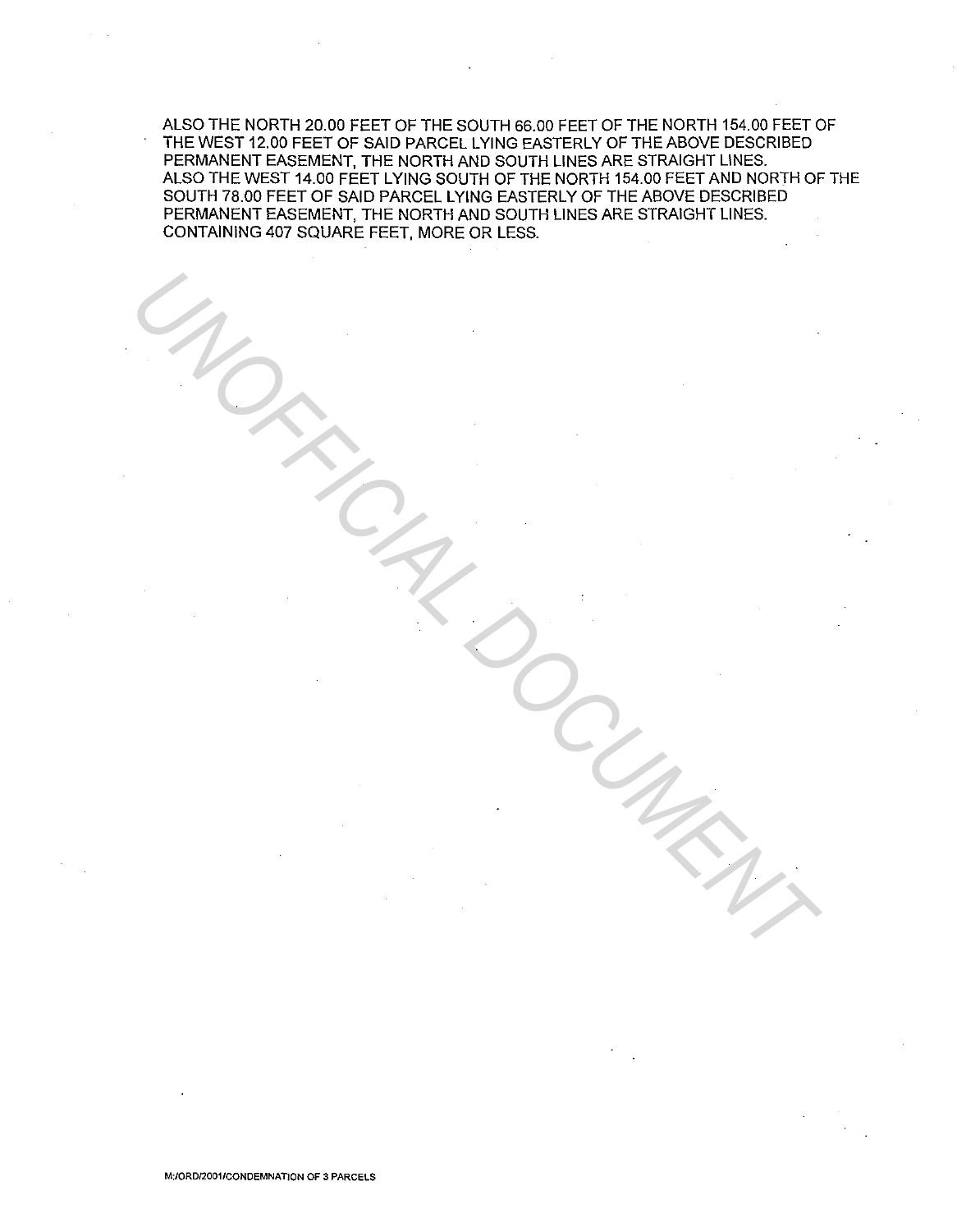ALSO THE NORTH 20.00 FEET OF THE SOUTH 66.00 FEET OF THE NORTH 154.00 FEET OF THE WEST 12.00 FEET OF SAID PARCEL LYING EASTERLY OF THE ABOVE DESCRIBED PERMANENT EASEMENT, THE NORTH AND SOUTH LINES ARE STRAIGHT LINES.
ALSO THE WEST 14.00 FEET LYING SOUTH OF THE NORTH 154.00 FEET AND NORTH OF THE SOUTH 78.00 FEET OF SAID PARCEL LYING EASTERLY OF THE ABOVE DESCRIBED PERMANENT EASEMENT, THE NORTH AND SOUTH LINES ARE STRAIGHT LINES.
CONTAINING 407 SQUARE FEET, MORE OR LESS.

M:/ORD/2001/CONDEMNATION OF 3 PARCELS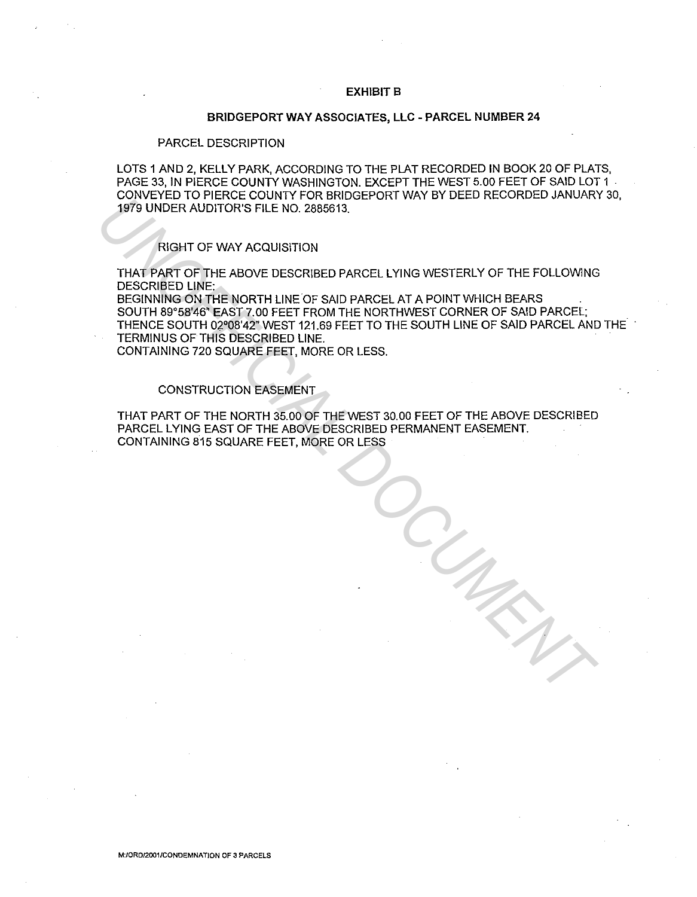# EXHIBIT B

## BRIDGEPORT WAY ASSOCIATES, LLC - PARCEL NUMBER 24

PARCEL DESCRIPTION

LOTS 1 AND 2, KELLY PARK, ACCORDING TO THE PLAT RECORDED IN BOOK 20 OF PLATS, PAGE 33, IN PIERCE COUNTY WASHINGTON. EXCEPT THE WEST 5.00 FEET OF SAID LOT 1 CONVEYED TO PIERCE COUNTY FOR BRIDGEPORT WAY BY DEED RECORDED JANUARY 30, 1979 UNDER AUDITOR'S FILE NO. 2885613.

RIGHT OF WAY ACQUISITION

THAT PART OF THE ABOVE DESCRIBED PARCEL LYING WESTERLY OF THE FOLLOWING DESCRIBED LINE:
BEGINNING ON THE NORTH LINE OF SAID PARCEL AT A POINT WHICH BEARS SOUTH 89°58'46" EAST 7.00 FEET FROM THE NORTHWEST CORNER OF SAID PARCEL; THENCE SOUTH 02°08'42" WEST 121.69 FEET TO THE SOUTH LINE OF SAID PARCEL AND THE TERMINUS OF THIS DESCRIBED LINE.
CONTAINING 720 SQUARE FEET, MORE OR LESS.

CONSTRUCTION EASEMENT

THAT PART OF THE NORTH 35.00 OF THE WEST 30.00 FEET OF THE ABOVE DESCRIBED PARCEL LYING EAST OF THE ABOVE DESCRIBED PERMANENT EASEMENT.
CONTAINING 815 SQUARE FEET, MORE OR LESS

M:/ORD/2001/CONDEMNATION OF 3 PARCELS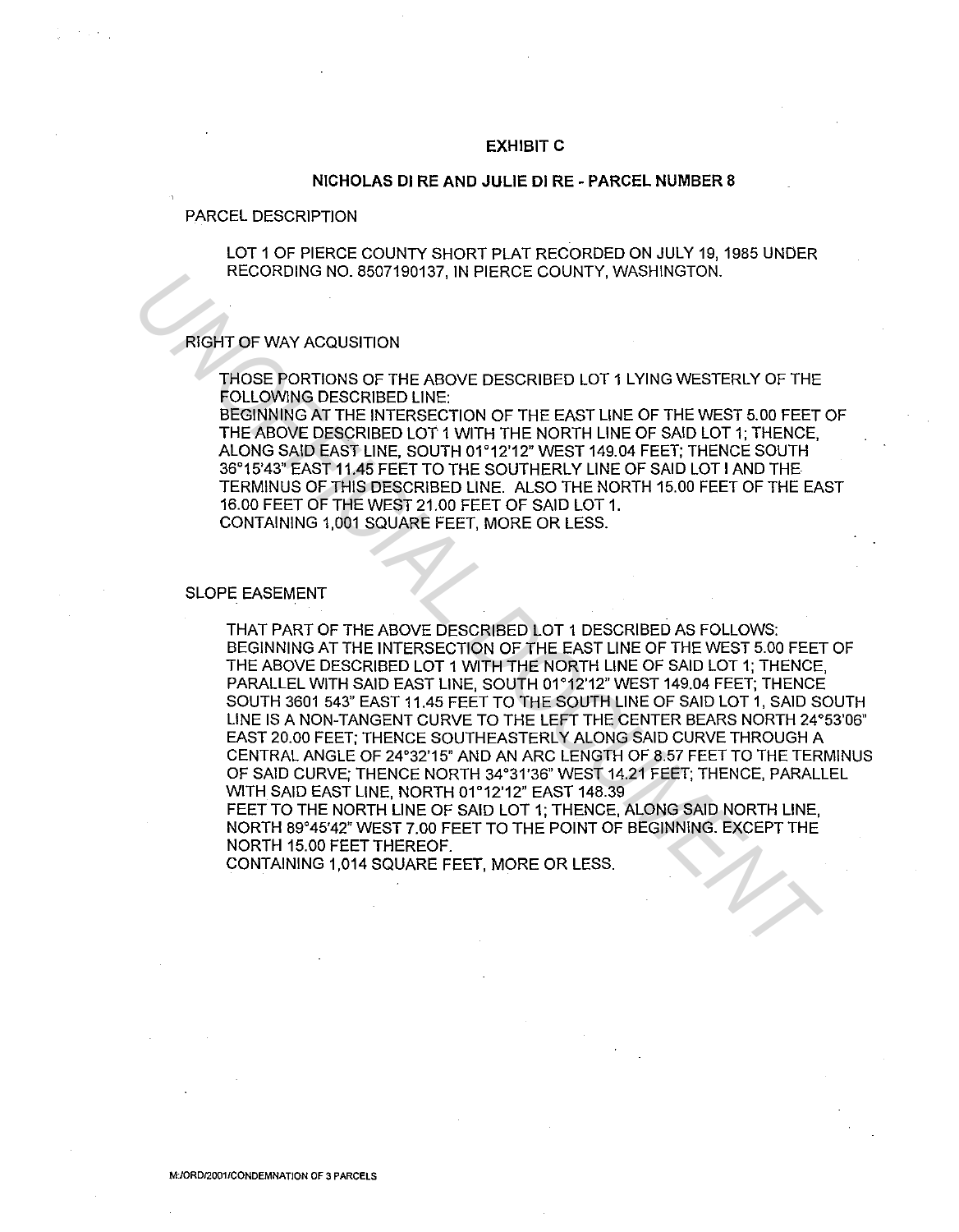## EXHIBIT C

## NICHOLAS DI RE AND JULIE DI RE - PARCEL NUMBER 8

PARCEL DESCRIPTION

LOT 1 OF PIERCE COUNTY SHORT PLAT RECORDED ON JULY 19, 1985 UNDER RECORDING NO. 8507190137, IN PIERCE COUNTY, WASHINGTON.

RIGHT OF WAY ACQUSITION

THOSE PORTIONS OF THE ABOVE DESCRIBED LOT 1 LYING WESTERLY OF THE FOLLOWING DESCRIBED LINE:
BEGINNING AT THE INTERSECTION OF THE EAST LINE OF THE WEST 5.00 FEET OF THE ABOVE DESCRIBED LOT 1 WITH THE NORTH LINE OF SAID LOT 1; THENCE, ALONG SAID EAST LINE, SOUTH 01°12'12" WEST 149.04 FEET; THENCE SOUTH 36°15'43" EAST 11.45 FEET TO THE SOUTHERLY LINE OF SAID LOT I AND THE TERMINUS OF THIS DESCRIBED LINE. ALSO THE NORTH 15.00 FEET OF THE EAST 16.00 FEET OF THE WEST 21.00 FEET OF SAID LOT 1.
CONTAINING 1,001 SQUARE FEET, MORE OR LESS.

SLOPE EASEMENT

THAT PART OF THE ABOVE DESCRIBED LOT 1 DESCRIBED AS FOLLOWS:
BEGINNING AT THE INTERSECTION OF THE EAST LINE OF THE WEST 5.00 FEET OF THE ABOVE DESCRIBED LOT 1 WITH THE NORTH LINE OF SAID LOT 1; THENCE, PARALLEL WITH SAID EAST LINE, SOUTH 01°12'12" WEST 149.04 FEET; THENCE SOUTH 3601 543" EAST 11.45 FEET TO THE SOUTH LINE OF SAID LOT 1, SAID SOUTH LINE IS A NON-TANGENT CURVE TO THE LEFT THE CENTER BEARS NORTH 24°53'06" EAST 20.00 FEET; THENCE SOUTHEASTERLY ALONG SAID CURVE THROUGH A CENTRAL ANGLE OF 24°32'15" AND AN ARC LENGTH OF 8.57 FEET TO THE TERMINUS OF SAID CURVE; THENCE NORTH 34°31'36" WEST 14.21 FEET; THENCE, PARALLEL WITH SAID EAST LINE, NORTH 01°12'12" EAST 148.39
FEET TO THE NORTH LINE OF SAID LOT 1; THENCE, ALONG SAID NORTH LINE, NORTH 89°45'42" WEST 7.00 FEET TO THE POINT OF BEGINNING. EXCEPT THE NORTH 15.00 FEET THEREOF.
CONTAINING 1,014 SQUARE FEET, MORE OR LESS.

M:/ORD/2001/CONDEMNATION OF 3 PARCELS